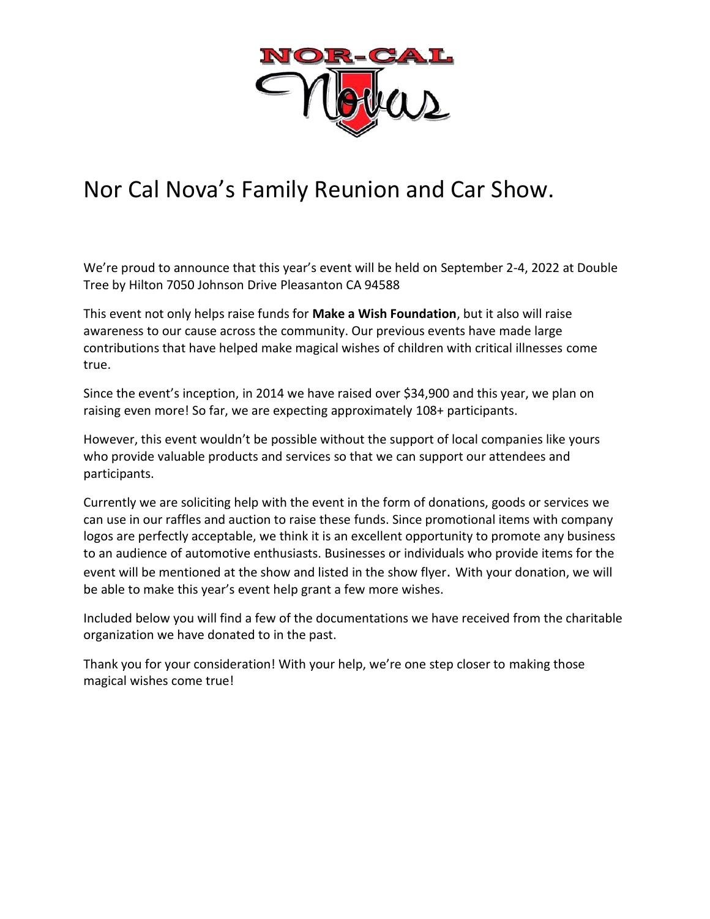# Nor Cal Nova's Family Reunion and Car Show.

We're proud to announce that this year's event will be held on September 2-4, 2022 at Double Tree by Hilton 7050 Johnson Drive Pleasanton CA 94588

This event not only helps raise funds for **Make a Wish Foundation**, but it also will raise awareness to our cause across the community. Our previous events have made large contributions that have helped make magical wishes of children with critical illnesses come true.

Since the event's inception, in 2014 we have raised over $34,900 and this year, we plan on raising even more! So far, we are expecting approximately 108+ participants.

However, this event wouldn't be possible without the support of local companies like yours who provide valuable products and services so that we can support our attendees and participants.

Currently we are soliciting help with the event in the form of donations, goods or services we can use in our raffles and auction to raise these funds. Since promotional items with company logos are perfectly acceptable, we think it is an excellent opportunity to promote any business to an audience of automotive enthusiasts. Businesses or individuals who provide items for the event will be mentioned at the show and listed in the show flyer. With your donation, we will be able to make this year's event help grant a few more wishes.

Included below you will find a few of the documentations we have received from the charitable organization we have donated to in the past.

Thank you for your consideration! With your help, we're one step closer to making those magical wishes come true!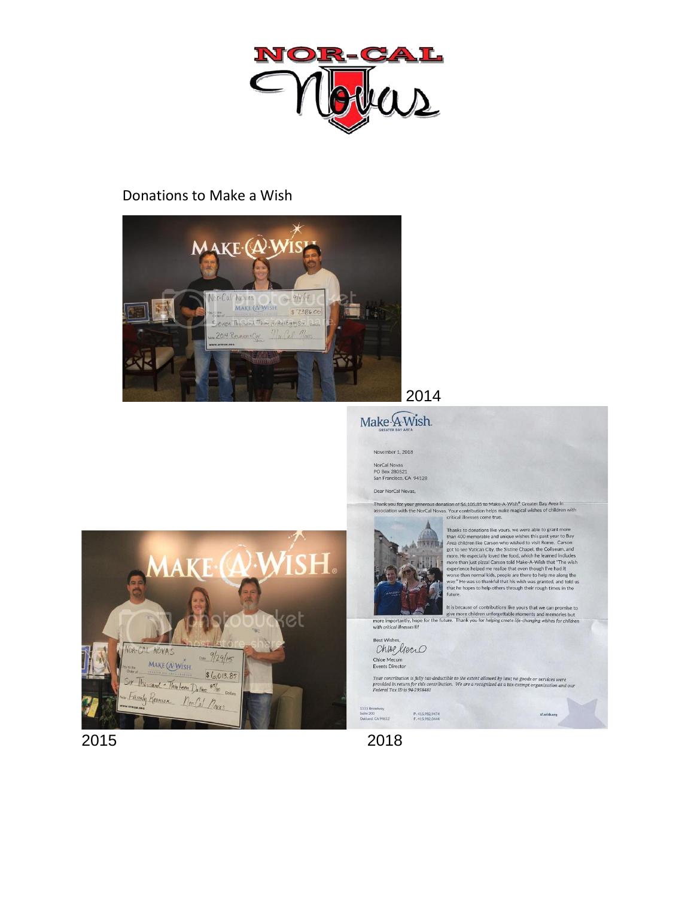NOR-CAL Novas

Donations to Make a Wish

2014

Make-A-Wish.
GREATER BAY AREA

November 1, 2018

NorCal Novas
PO Box 280521
San Francisco, CA 94128

Dear NorCal Novas,

Thank you for your generous donation of $6,105.85 to Make-A-Wish® Greater Bay Area in association with the NorCal Novas. Your contribution helps make magical wishes of children with critical illnesses come true.

Thanks to donations like yours, we were able to grant more than 400 memorable and unique wishes this past year to Bay Area children like Carson who wished to visit Rome. Carson got to see Vatican City, the Sistine Chapel, the Coliseum, and more. He especially loved the food, which he learned includes more than just pizza! Carson told Make-A-Wish that "The wish experience helped me realize that even though I've had it worse than normal kids, people are there to help me along the way." He was so thankful that his wish was granted, and told us that he hopes to help others through their rough times in the future.

It is because of contributions like yours that we can promise to give more children unforgettable moments and memories but more importantly, hope for the future. Thank you for helping create life-changing wishes for children with critical illnesses®!

Best Wishes,

Chloe Mecum
Events Director

*Your contribution is fully tax-deductible to the extent allowed by law; no goods or services were provided in return for this contribution. We are a recognized as a tax-exempt organization and our Federal Tax ID is 94-2958481*

1333 Broadway
Suite 200
Oakland, CA 94612

P. 415.982.9474
F. 415.982.0444

sf.wish.org

2015

2018